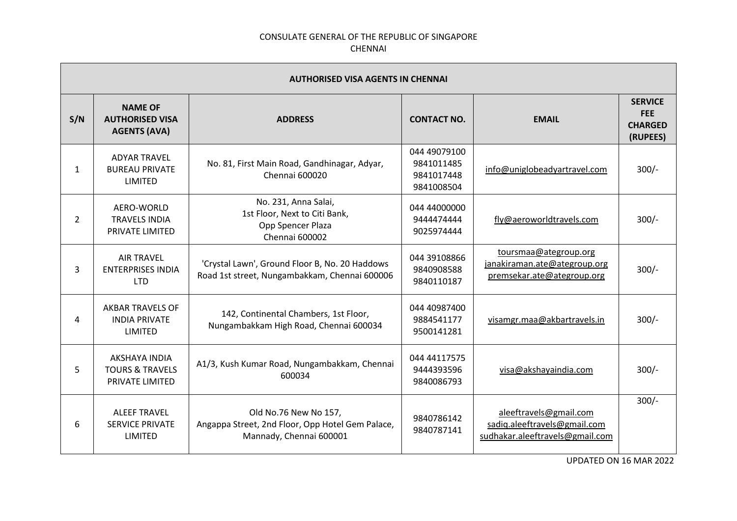CONSULATE GENERAL OF THE REPUBLIC OF SINGAPORE
CHENNAI

| AUTHORISED VISA AGENTS IN CHENNAI | | | | | |
|---|---|---|---|---|---|
| **S/N** | **NAME OF AUTHORISED VISA AGENTS (AVA)** | **ADDRESS** | **CONTACT NO.** | **EMAIL** | **SERVICE FEE CHARGED (RUPEES)** |
| 1 | ADYAR TRAVEL BUREAU PRIVATE LIMITED | No. 81, First Main Road, Gandhinagar, Adyar, Chennai 600020 | 044 49079100<br>9841011485<br>9841017448<br>9841008504 | info@uniglobeadyartravel.com | 300/- |
| 2 | AERO-WORLD TRAVELS INDIA PRIVATE LIMITED | No. 231, Anna Salai,<br>1st Floor, Next to Citi Bank,<br>Opp Spencer Plaza<br>Chennai 600002 | 044 44000000<br>9444474444<br>9025974444 | fly@aeroworldtravels.com | 300/- |
| 3 | AIR TRAVEL ENTERPRISES INDIA LTD | 'Crystal Lawn', Ground Floor B, No. 20 Haddows Road 1st street, Nungambakkam, Chennai 600006 | 044 39108866<br>9840908588<br>9840110187 | toursmaa@ategroup.org<br>janakiraman.ate@ategroup.org<br>premsekar.ate@ategroup.org | 300/- |
| 4 | AKBAR TRAVELS OF INDIA PRIVATE LIMITED | 142, Continental Chambers, 1st Floor, Nungambakkam High Road, Chennai 600034 | 044 40987400<br>9884541177<br>9500141281 | visamgr.maa@akbartravels.in | 300/- |
| 5 | AKSHAYA INDIA TOURS & TRAVELS PRIVATE LIMITED | A1/3, Kush Kumar Road, Nungambakkam, Chennai 600034 | 044 44117575<br>9444393596<br>9840086793 | visa@akshayaindia.com | 300/- |
| 6 | ALEEF TRAVEL SERVICE PRIVATE LIMITED | Old No.76 New No 157,<br>Angappa Street, 2nd Floor, Opp Hotel Gem Palace, Mannady, Chennai 600001 | 9840786142<br>9840787141 | aleeftravels@gmail.com<br>sadiq.aleeftravels@gmail.com<br>sudhakar.aleeftravels@gmail.com | 300/- |

UPDATED ON 16 MAR 2022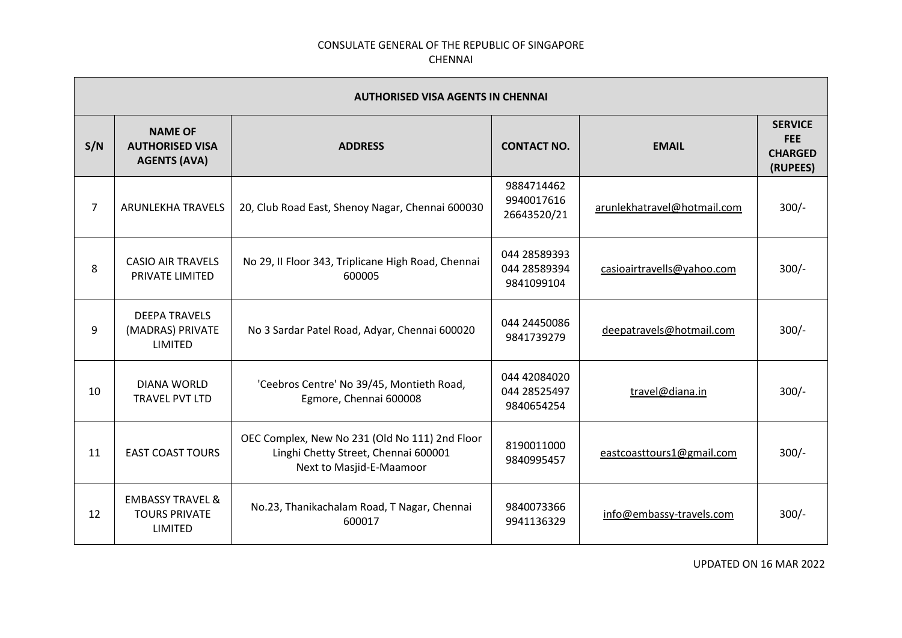CONSULATE GENERAL OF THE REPUBLIC OF SINGAPORE
CHENNAI

| AUTHORISED VISA AGENTS IN CHENNAI | | | | | |
|---|---|---|---|---|---|
| **S/N** | **NAME OF AUTHORISED VISA AGENTS (AVA)** | **ADDRESS** | **CONTACT NO.** | **EMAIL** | **SERVICE FEE CHARGED (RUPEES)** |
| 7 | ARUNLEKHA TRAVELS | 20, Club Road East, Shenoy Nagar, Chennai 600030 | 9884714462<br>9940017616<br>26643520/21 | arunlekhatravel@hotmail.com | 300/- |
| 8 | CASIO AIR TRAVELS PRIVATE LIMITED | No 29, II Floor 343, Triplicane High Road, Chennai 600005 | 044 28589393<br>044 28589394<br>9841099104 | casioairtravells@yahoo.com | 300/- |
| 9 | DEEPA TRAVELS (MADRAS) PRIVATE LIMITED | No 3 Sardar Patel Road, Adyar, Chennai 600020 | 044 24450086<br>9841739279 | deepatravels@hotmail.com | 300/- |
| 10 | DIANA WORLD TRAVEL PVT LTD | 'Ceebros Centre' No 39/45, Montieth Road, Egmore, Chennai 600008 | 044 42084020<br>044 28525497<br>9840654254 | travel@diana.in | 300/- |
| 11 | EAST COAST TOURS | OEC Complex, New No 231 (Old No 111) 2nd Floor Linghi Chetty Street, Chennai 600001<br>Next to Masjid-E-Maamoor | 8190011000<br>9840995457 | eastcoasttours1@gmail.com | 300/- |
| 12 | EMBASSY TRAVEL & TOURS PRIVATE LIMITED | No.23, Thanikachalam Road, T Nagar, Chennai 600017 | 9840073366<br>9941136329 | info@embassy-travels.com | 300/- |

UPDATED ON 16 MAR 2022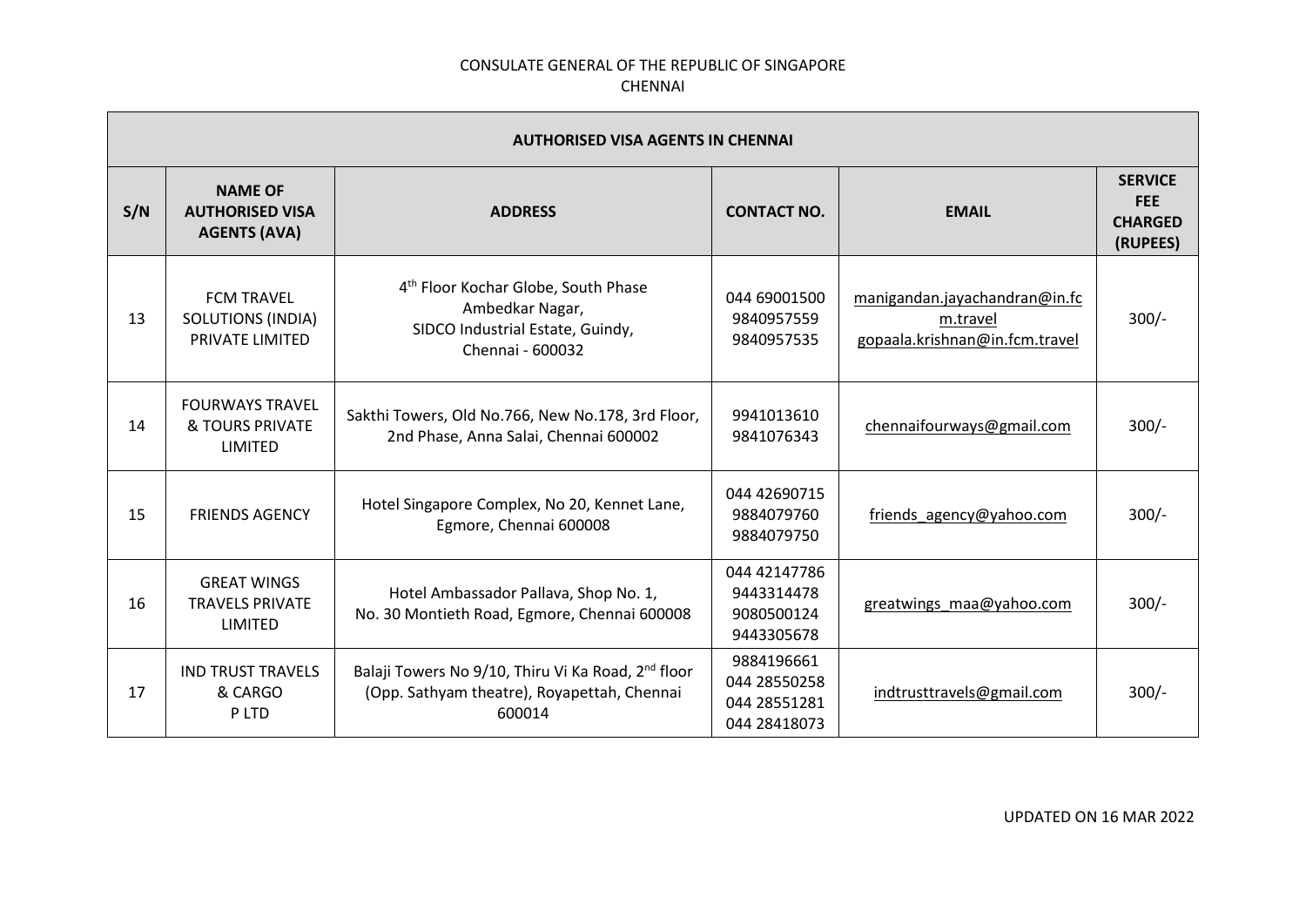CONSULATE GENERAL OF THE REPUBLIC OF SINGAPORE
CHENNAI

| AUTHORISED VISA AGENTS IN CHENNAI | | | | | |
|---|---|---|---|---|---|
| **S/N** | **NAME OF AUTHORISED VISA AGENTS (AVA)** | **ADDRESS** | **CONTACT NO.** | **EMAIL** | **SERVICE FEE CHARGED (RUPEES)** |
| 13 | FCM TRAVEL SOLUTIONS (INDIA) PRIVATE LIMITED | 4th Floor Kochar Globe, South Phase Ambedkar Nagar, SIDCO Industrial Estate, Guindy, Chennai - 600032 | 044 69001500 9840957559 9840957535 | manigandan.jayachandran@in.fcm.travel gopaala.krishnan@in.fcm.travel | 300/- |
| 14 | FOURWAYS TRAVEL & TOURS PRIVATE LIMITED | Sakthi Towers, Old No.766, New No.178, 3rd Floor, 2nd Phase, Anna Salai, Chennai 600002 | 9941013610 9841076343 | chennaifourways@gmail.com | 300/- |
| 15 | FRIENDS AGENCY | Hotel Singapore Complex, No 20, Kennet Lane, Egmore, Chennai 600008 | 044 42690715 9884079760 9884079750 | friends_agency@yahoo.com | 300/- |
| 16 | GREAT WINGS TRAVELS PRIVATE LIMITED | Hotel Ambassador Pallava, Shop No. 1, No. 30 Montieth Road, Egmore, Chennai 600008 | 044 42147786 9443314478 9080500124 9443305678 | greatwings_maa@yahoo.com | 300/- |
| 17 | IND TRUST TRAVELS & CARGO P LTD | Balaji Towers No 9/10, Thiru Vi Ka Road, 2nd floor (Opp. Sathyam theatre), Royapettah, Chennai 600014 | 9884196661 044 28550258 044 28551281 044 28418073 | indtrusttravels@gmail.com | 300/- |

UPDATED ON 16 MAR 2022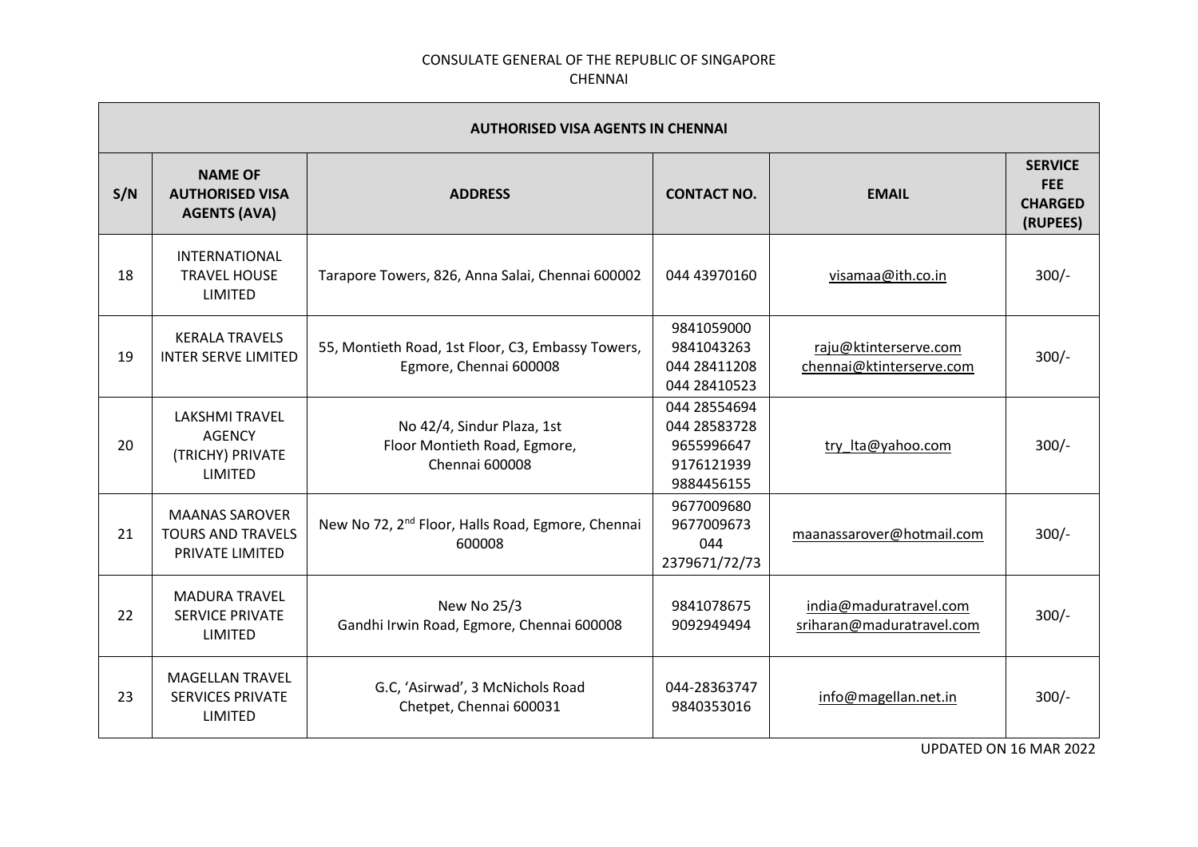CONSULATE GENERAL OF THE REPUBLIC OF SINGAPORE
CHENNAI

| AUTHORISED VISA AGENTS IN CHENNAI | | | | | |
|---|---|---|---|---|---|
| **S/N** | **NAME OF AUTHORISED VISA AGENTS (AVA)** | **ADDRESS** | **CONTACT NO.** | **EMAIL** | **SERVICE FEE CHARGED (RUPEES)** |
| 18 | INTERNATIONAL TRAVEL HOUSE LIMITED | Tarapore Towers, 826, Anna Salai, Chennai 600002 | 044 43970160 | visamaa@ith.co.in | 300/- |
| 19 | KERALA TRAVELS INTER SERVE LIMITED | 55, Montieth Road, 1st Floor, C3, Embassy Towers, Egmore, Chennai 600008 | 9841059000 9841043263 044 28411208 044 28410523 | raju@ktinterserve.com chennai@ktinterserve.com | 300/- |
| 20 | LAKSHMI TRAVEL AGENCY (TRICHY) PRIVATE LIMITED | No 42/4, Sindur Plaza, 1st Floor Montieth Road, Egmore, Chennai 600008 | 044 28554694 044 28583728 9655996647 9176121939 9884456155 | try_lta@yahoo.com | 300/- |
| 21 | MAANAS SAROVER TOURS AND TRAVELS PRIVATE LIMITED | New No 72, 2nd Floor, Halls Road, Egmore, Chennai 600008 | 9677009680 9677009673 044 2379671/72/73 | maanassarover@hotmail.com | 300/- |
| 22 | MADURA TRAVEL SERVICE PRIVATE LIMITED | New No 25/3 Gandhi Irwin Road, Egmore, Chennai 600008 | 9841078675 9092949494 | india@maduratravel.com sriharan@maduratravel.com | 300/- |
| 23 | MAGELLAN TRAVEL SERVICES PRIVATE LIMITED | G.C, 'Asirwad', 3 McNichols Road Chetpet, Chennai 600031 | 044-28363747 9840353016 | info@magellan.net.in | 300/- |

UPDATED ON 16 MAR 2022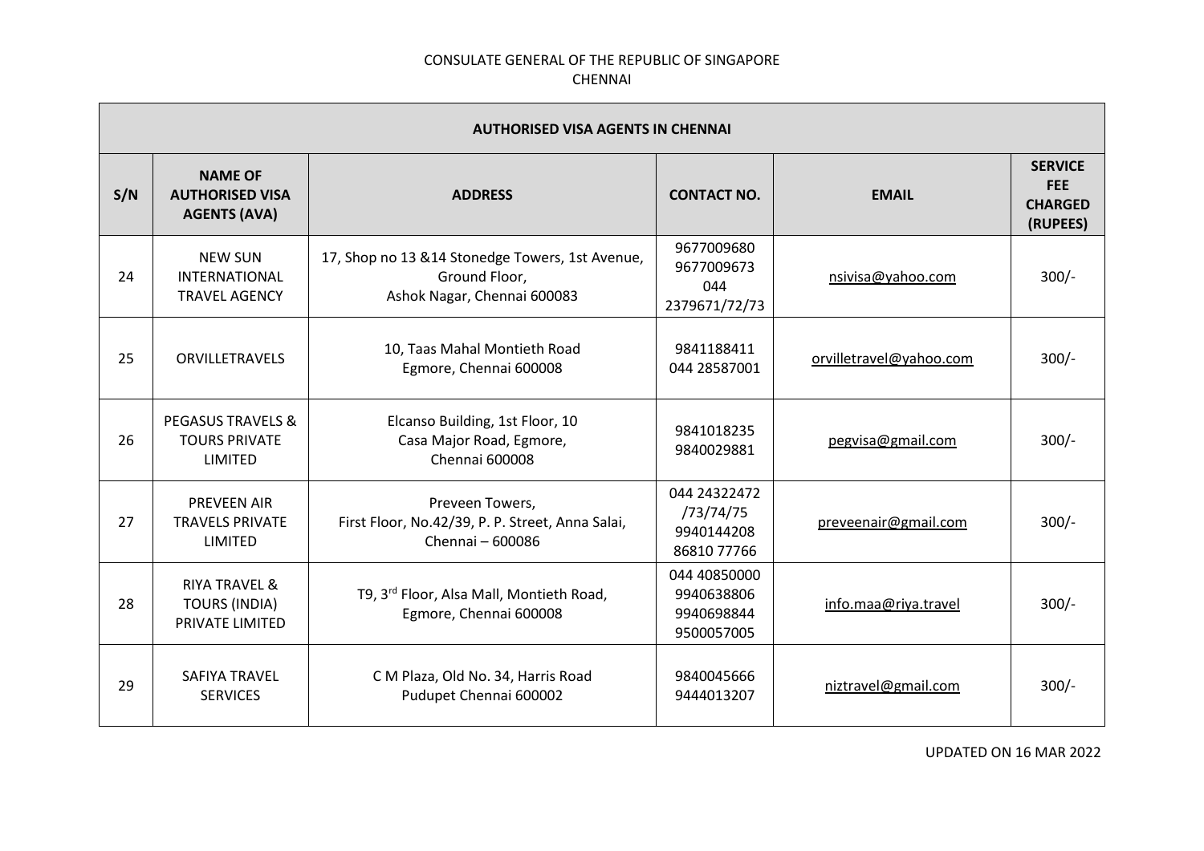CONSULATE GENERAL OF THE REPUBLIC OF SINGAPORE
CHENNAI

| AUTHORISED VISA AGENTS IN CHENNAI | | | | | |
|---|---|---|---|---|---|
| **S/N** | **NAME OF AUTHORISED VISA AGENTS (AVA)** | **ADDRESS** | **CONTACT NO.** | **EMAIL** | **SERVICE FEE CHARGED (RUPEES)** |
| 24 | NEW SUN INTERNATIONAL TRAVEL AGENCY | 17, Shop no 13 &14 Stonedge Towers, 1st Avenue, Ground Floor, Ashok Nagar, Chennai 600083 | 9677009680 9677009673 044 2379671/72/73 | nsivisa@yahoo.com | 300/- |
| 25 | ORVILLETRAVELS | 10, Taas Mahal Montieth Road Egmore, Chennai 600008 | 9841188411 044 28587001 | orvilletravel@yahoo.com | 300/- |
| 26 | PEGASUS TRAVELS & TOURS PRIVATE LIMITED | Elcanso Building, 1st Floor, 10 Casa Major Road, Egmore, Chennai 600008 | 9841018235 9840029881 | pegvisa@gmail.com | 300/- |
| 27 | PREVEEN AIR TRAVELS PRIVATE LIMITED | Preveen Towers, First Floor, No.42/39, P. P. Street, Anna Salai, Chennai – 600086 | 044 24322472 /73/74/75 9940144208 86810 77766 | preveenair@gmail.com | 300/- |
| 28 | RIYA TRAVEL & TOURS (INDIA) PRIVATE LIMITED | T9, 3rd Floor, Alsa Mall, Montieth Road, Egmore, Chennai 600008 | 044 40850000 9940638806 9940698844 9500057005 | info.maa@riya.travel | 300/- |
| 29 | SAFIYA TRAVEL SERVICES | C M Plaza, Old No. 34, Harris Road Pudupet Chennai 600002 | 9840045666 9444013207 | niztravel@gmail.com | 300/- |

UPDATED ON 16 MAR 2022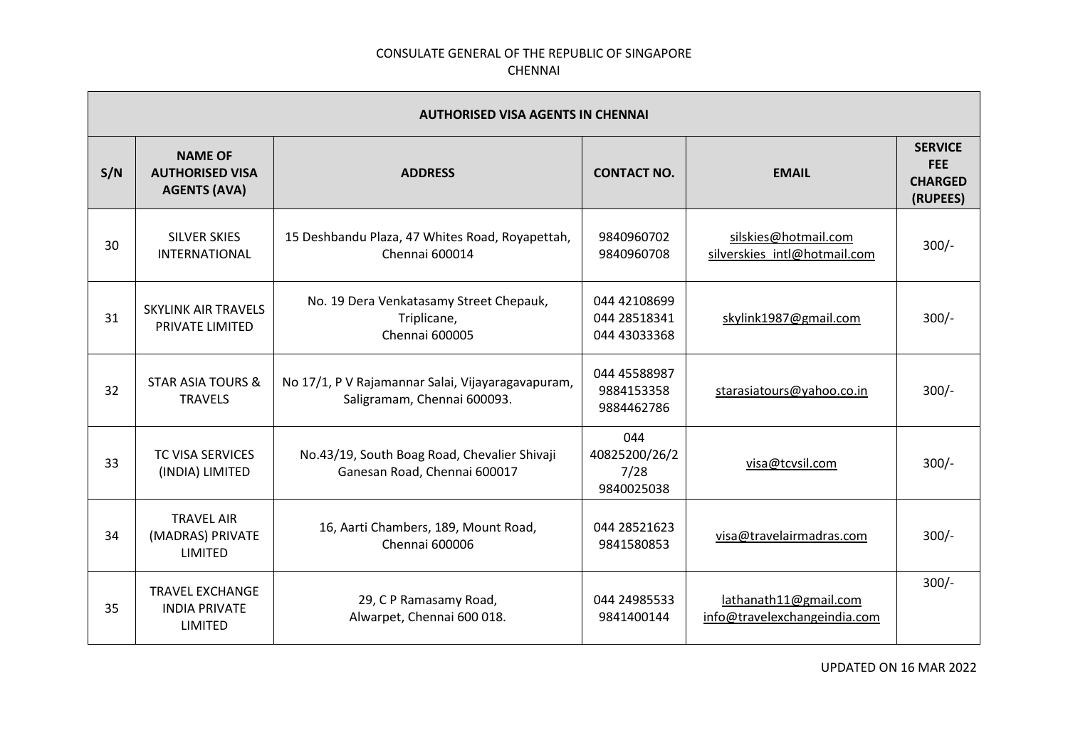CONSULATE GENERAL OF THE REPUBLIC OF SINGAPORE
CHENNAI

| AUTHORISED VISA AGENTS IN CHENNAI | | | | | |
|---|---|---|---|---|---|
| **S/N** | **NAME OF AUTHORISED VISA AGENTS (AVA)** | **ADDRESS** | **CONTACT NO.** | **EMAIL** | **SERVICE FEE CHARGED (RUPEES)** |
| 30 | SILVER SKIES INTERNATIONAL | 15 Deshbandu Plaza, 47 Whites Road, Royapettah, Chennai 600014 | 9840960702<br>9840960708 | silskies@hotmail.com<br>silverskies_intl@hotmail.com | 300/- |
| 31 | SKYLINK AIR TRAVELS PRIVATE LIMITED | No. 19 Dera Venkatasamy Street Chepauk, Triplicane, Chennai 600005 | 044 42108699<br>044 28518341<br>044 43033368 | skylink1987@gmail.com | 300/- |
| 32 | STAR ASIA TOURS & TRAVELS | No 17/1, P V Rajamannar Salai, Vijayaragavapuram, Saligramam, Chennai 600093. | 044 45588987<br>9884153358<br>9884462786 | starasiatours@yahoo.co.in | 300/- |
| 33 | TC VISA SERVICES (INDIA) LIMITED | No.43/19, South Boag Road, Chevalier Shivaji Ganesan Road, Chennai 600017 | 044 40825200/26/27/28<br>9840025038 | visa@tcvsil.com | 300/- |
| 34 | TRAVEL AIR (MADRAS) PRIVATE LIMITED | 16, Aarti Chambers, 189, Mount Road, Chennai 600006 | 044 28521623<br>9841580853 | visa@travelairmadras.com | 300/- |
| 35 | TRAVEL EXCHANGE INDIA PRIVATE LIMITED | 29, C P Ramasamy Road, Alwarpet, Chennai 600 018. | 044 24985533<br>9841400144 | lathanath11@gmail.com<br>info@travelexchangeindia.com | 300/- |

UPDATED ON 16 MAR 2022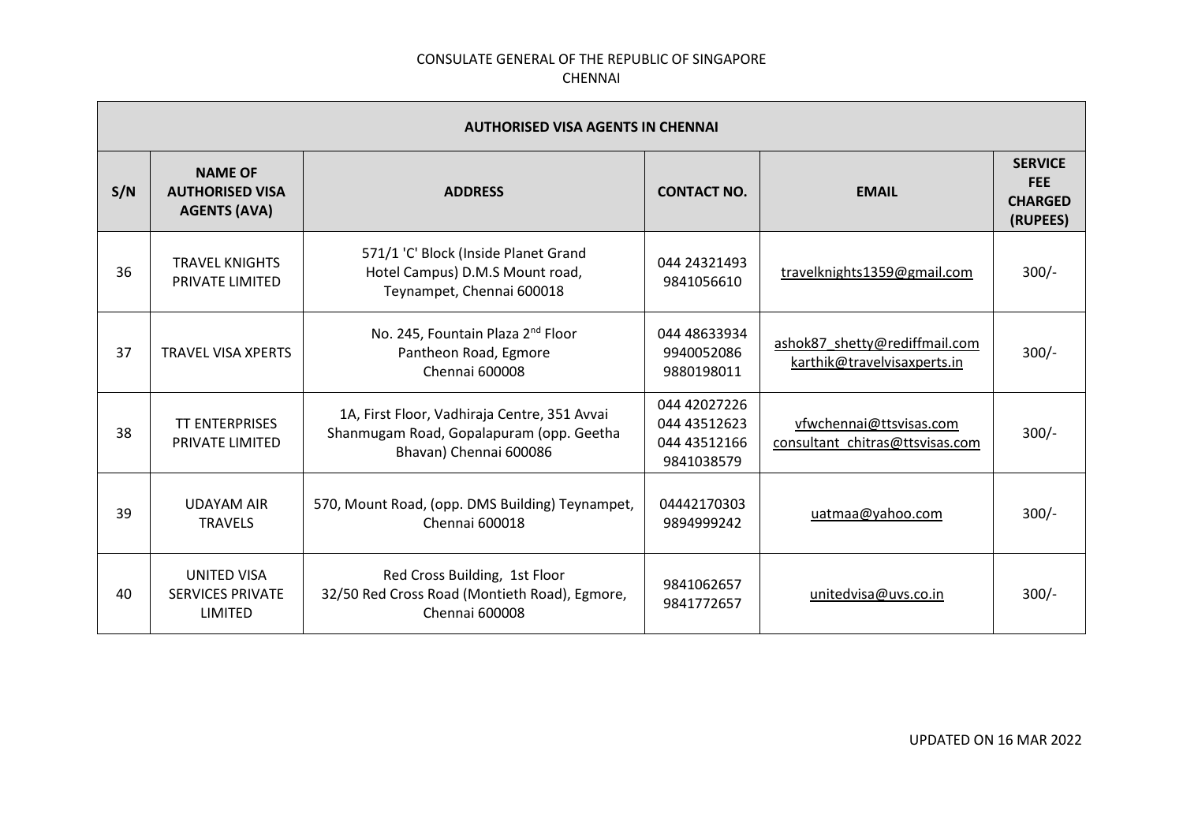CONSULATE GENERAL OF THE REPUBLIC OF SINGAPORE
CHENNAI

| AUTHORISED VISA AGENTS IN CHENNAI | | | | | |
|---|---|---|---|---|---|
| **S/N** | **NAME OF AUTHORISED VISA AGENTS (AVA)** | **ADDRESS** | **CONTACT NO.** | **EMAIL** | **SERVICE FEE CHARGED (RUPEES)** |
| 36 | TRAVEL KNIGHTS PRIVATE LIMITED | 571/1 'C' Block (Inside Planet Grand Hotel Campus) D.M.S Mount road, Teynampet, Chennai 600018 | 044 24321493<br>9841056610 | travelknights1359@gmail.com | 300/- |
| 37 | TRAVEL VISA XPERTS | No. 245, Fountain Plaza 2nd Floor Pantheon Road, Egmore Chennai 600008 | 044 48633934<br>9940052086<br>9880198011 | ashok87_shetty@rediffmail.com<br>karthik@travelvisaxperts.in | 300/- |
| 38 | TT ENTERPRISES PRIVATE LIMITED | 1A, First Floor, Vadhiraja Centre, 351 Avvai Shanmugam Road, Gopalapuram (opp. Geetha Bhavan) Chennai 600086 | 044 42027226<br>044 43512623<br>044 43512166<br>9841038579 | vfwchennai@ttsvisas.com<br>consultant_chitras@ttsvisas.com | 300/- |
| 39 | UDAYAM AIR TRAVELS | 570, Mount Road, (opp. DMS Building) Teynampet, Chennai 600018 | 04442170303<br>9894999242 | uatmaa@yahoo.com | 300/- |
| 40 | UNITED VISA SERVICES PRIVATE LIMITED | Red Cross Building, 1st Floor 32/50 Red Cross Road (Montieth Road), Egmore, Chennai 600008 | 9841062657<br>9841772657 | unitedvisa@uvs.co.in | 300/- |

UPDATED ON 16 MAR 2022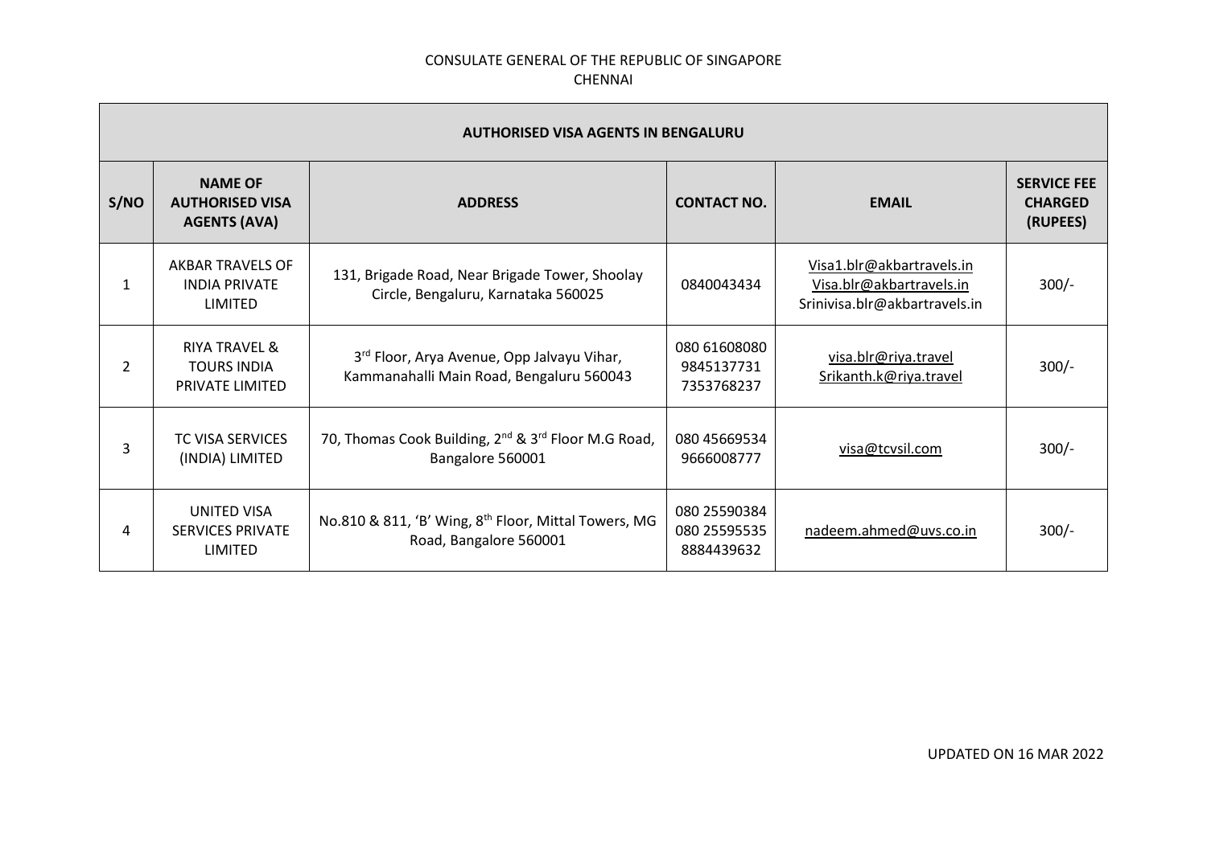CONSULATE GENERAL OF THE REPUBLIC OF SINGAPORE
CHENNAI

**AUTHORISED VISA AGENTS IN BENGALURU**

| S/NO | NAME OF AUTHORISED VISA AGENTS (AVA) | ADDRESS | CONTACT NO. | EMAIL | SERVICE FEE CHARGED (RUPEES) |
|---|---|---|---|---|---|
| 1 | AKBAR TRAVELS OF INDIA PRIVATE LIMITED | 131, Brigade Road, Near Brigade Tower, Shoolay Circle, Bengaluru, Karnataka 560025 | 0840043434 | Visa1.blr@akbartravels.in<br>Visa.blr@akbartravels.in<br>Srinivisa.blr@akbartravels.in | 300/- |
| 2 | RIYA TRAVEL & TOURS INDIA PRIVATE LIMITED | 3rd Floor, Arya Avenue, Opp Jalvayu Vihar, Kammanahalli Main Road, Bengaluru 560043 | 080 61608080<br>9845137731<br>7353768237 | visa.blr@riya.travel<br>Srikanth.k@riya.travel | 300/- |
| 3 | TC VISA SERVICES (INDIA) LIMITED | 70, Thomas Cook Building, 2nd & 3rd Floor M.G Road, Bangalore 560001 | 080 45669534<br>9666008777 | visa@tcvsil.com | 300/- |
| 4 | UNITED VISA SERVICES PRIVATE LIMITED | No.810 & 811, 'B' Wing, 8th Floor, Mittal Towers, MG Road, Bangalore 560001 | 080 25590384<br>080 25595535<br>8884439632 | nadeem.ahmed@uvs.co.in | 300/- |

UPDATED ON 16 MAR 2022